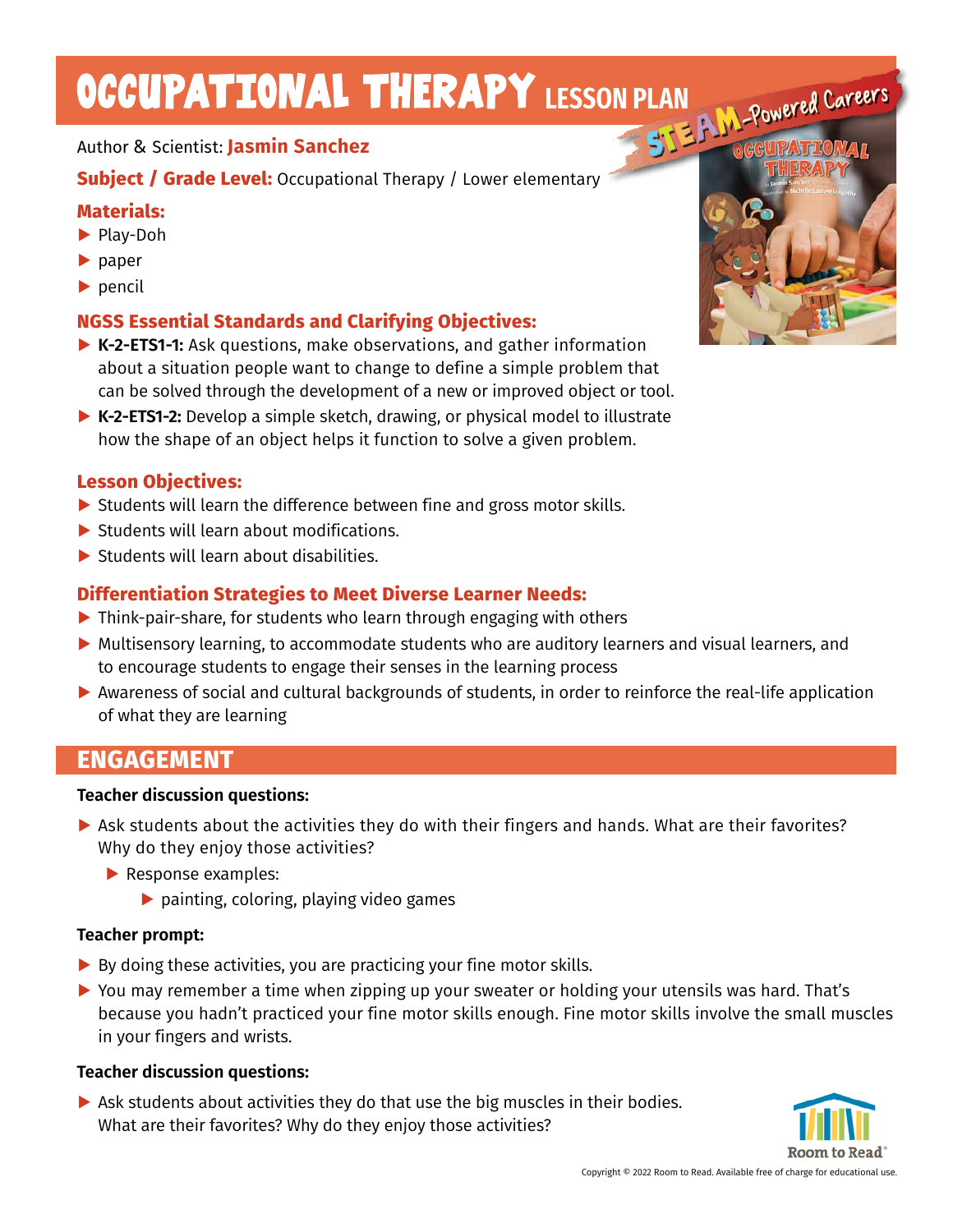# OCCUPATIONAL THERAPY LESSON PLAN

STEAM-Powered Careers

Author & Scientist: **Jasmin Sanchez**

**Subject / Grade Level:** Occupational Therapy / Lower elementary

## Materials:

- Play-Doh
- paper
- pencil

## NGSS Essential Standards and Clarifying Objectives:

- **K-2-ETS1-1:** Ask questions, make observations, and gather information about a situation people want to change to define a simple problem that can be solved through the development of a new or improved object or tool.
- **K-2-ETS1-2:** Develop a simple sketch, drawing, or physical model to illustrate how the shape of an object helps it function to solve a given problem.

## Lesson Objectives:

- Students will learn the difference between fine and gross motor skills.
- Students will learn about modifications.
- Students will learn about disabilities.

## Differentiation Strategies to Meet Diverse Learner Needs:

- Think-pair-share, for students who learn through engaging with others
- Multisensory learning, to accommodate students who are auditory learners and visual learners, and to encourage students to engage their senses in the learning process
- Awareness of social and cultural backgrounds of students, in order to reinforce the real-life application of what they are learning

## ENGAGEMENT

**Teacher discussion questions:**

- Ask students about the activities they do with their fingers and hands. What are their favorites? Why do they enjoy those activities?
  - Response examples:
    - painting, coloring, playing video games

**Teacher prompt:**

- By doing these activities, you are practicing your fine motor skills.
- You may remember a time when zipping up your sweater or holding your utensils was hard. That's because you hadn't practiced your fine motor skills enough. Fine motor skills involve the small muscles in your fingers and wrists.

**Teacher discussion questions:**

- Ask students about activities they do that use the big muscles in their bodies. What are their favorites? Why do they enjoy those activities?

Copyright © 2022 Room to Read. Available free of charge for educational use.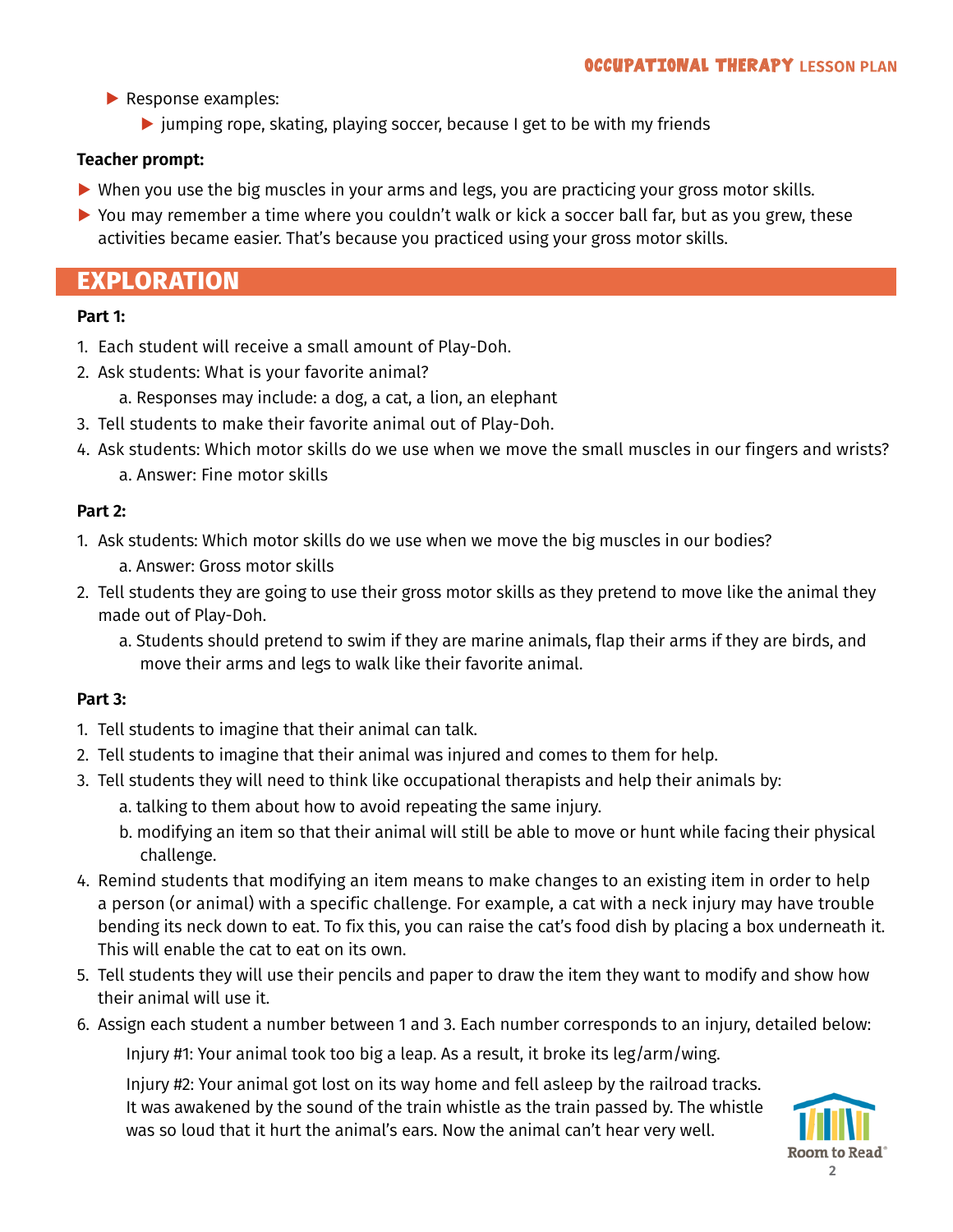- Response examples:
  - jumping rope, skating, playing soccer, because I get to be with my friends

**Teacher prompt:**

- When you use the big muscles in your arms and legs, you are practicing your gross motor skills.
- You may remember a time where you couldn't walk or kick a soccer ball far, but as you grew, these activities became easier. That's because you practiced using your gross motor skills.

## EXPLORATION

**Part 1:**

1. Each student will receive a small amount of Play-Doh.
2. Ask students: What is your favorite animal?
   a. Responses may include: a dog, a cat, a lion, an elephant
3. Tell students to make their favorite animal out of Play-Doh.
4. Ask students: Which motor skills do we use when we move the small muscles in our fingers and wrists?
   a. Answer: Fine motor skills

**Part 2:**

1. Ask students: Which motor skills do we use when we move the big muscles in our bodies?
   a. Answer: Gross motor skills
2. Tell students they are going to use their gross motor skills as they pretend to move like the animal they made out of Play-Doh.
   a. Students should pretend to swim if they are marine animals, flap their arms if they are birds, and move their arms and legs to walk like their favorite animal.

**Part 3:**

1. Tell students to imagine that their animal can talk.
2. Tell students to imagine that their animal was injured and comes to them for help.
3. Tell students they will need to think like occupational therapists and help their animals by:
   a. talking to them about how to avoid repeating the same injury.
   b. modifying an item so that their animal will still be able to move or hunt while facing their physical challenge.
4. Remind students that modifying an item means to make changes to an existing item in order to help a person (or animal) with a specific challenge. For example, a cat with a neck injury may have trouble bending its neck down to eat. To fix this, you can raise the cat's food dish by placing a box underneath it. This will enable the cat to eat on its own.
5. Tell students they will use their pencils and paper to draw the item they want to modify and show how their animal will use it.
6. Assign each student a number between 1 and 3. Each number corresponds to an injury, detailed below:

   Injury #1: Your animal took too big a leap. As a result, it broke its leg/arm/wing.

   Injury #2: Your animal got lost on its way home and fell asleep by the railroad tracks. It was awakened by the sound of the train whistle as the train passed by. The whistle was so loud that it hurt the animal's ears. Now the animal can't hear very well.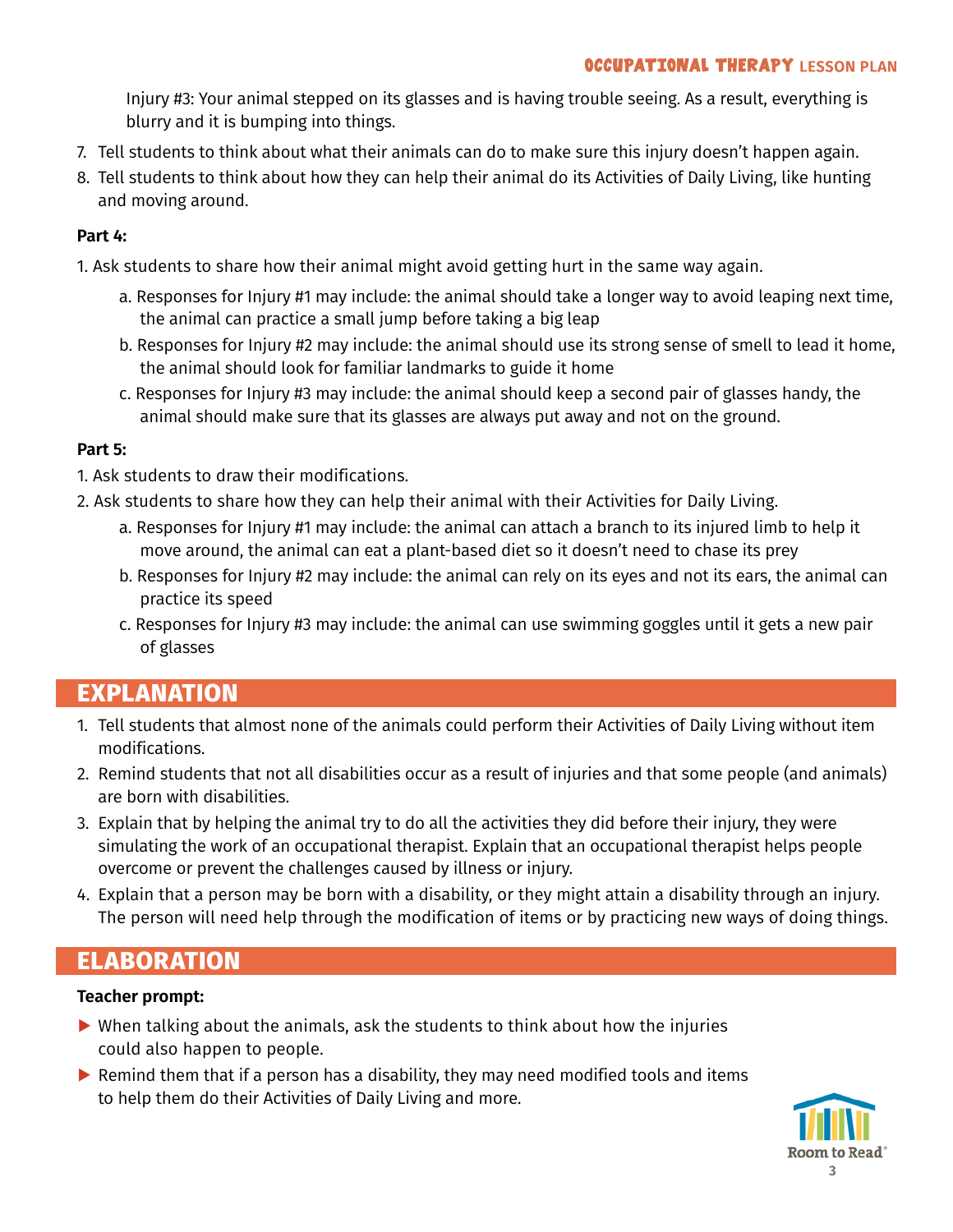Injury #3: Your animal stepped on its glasses and is having trouble seeing. As a result, everything is blurry and it is bumping into things.

7. Tell students to think about what their animals can do to make sure this injury doesn't happen again.
8. Tell students to think about how they can help their animal do its Activities of Daily Living, like hunting and moving around.

**Part 4:**

1. Ask students to share how their animal might avoid getting hurt in the same way again.
   a. Responses for Injury #1 may include: the animal should take a longer way to avoid leaping next time, the animal can practice a small jump before taking a big leap
   b. Responses for Injury #2 may include: the animal should use its strong sense of smell to lead it home, the animal should look for familiar landmarks to guide it home
   c. Responses for Injury #3 may include: the animal should keep a second pair of glasses handy, the animal should make sure that its glasses are always put away and not on the ground.

**Part 5:**

1. Ask students to draw their modifications.
2. Ask students to share how they can help their animal with their Activities for Daily Living.
   a. Responses for Injury #1 may include: the animal can attach a branch to its injured limb to help it move around, the animal can eat a plant-based diet so it doesn't need to chase its prey
   b. Responses for Injury #2 may include: the animal can rely on its eyes and not its ears, the animal can practice its speed
   c. Responses for Injury #3 may include: the animal can use swimming goggles until it gets a new pair of glasses

## EXPLANATION

1. Tell students that almost none of the animals could perform their Activities of Daily Living without item modifications.
2. Remind students that not all disabilities occur as a result of injuries and that some people (and animals) are born with disabilities.
3. Explain that by helping the animal try to do all the activities they did before their injury, they were simulating the work of an occupational therapist. Explain that an occupational therapist helps people overcome or prevent the challenges caused by illness or injury.
4. Explain that a person may be born with a disability, or they might attain a disability through an injury. The person will need help through the modification of items or by practicing new ways of doing things.

## ELABORATION

**Teacher prompt:**

- When talking about the animals, ask the students to think about how the injuries could also happen to people.
- Remind them that if a person has a disability, they may need modified tools and items to help them do their Activities of Daily Living and more.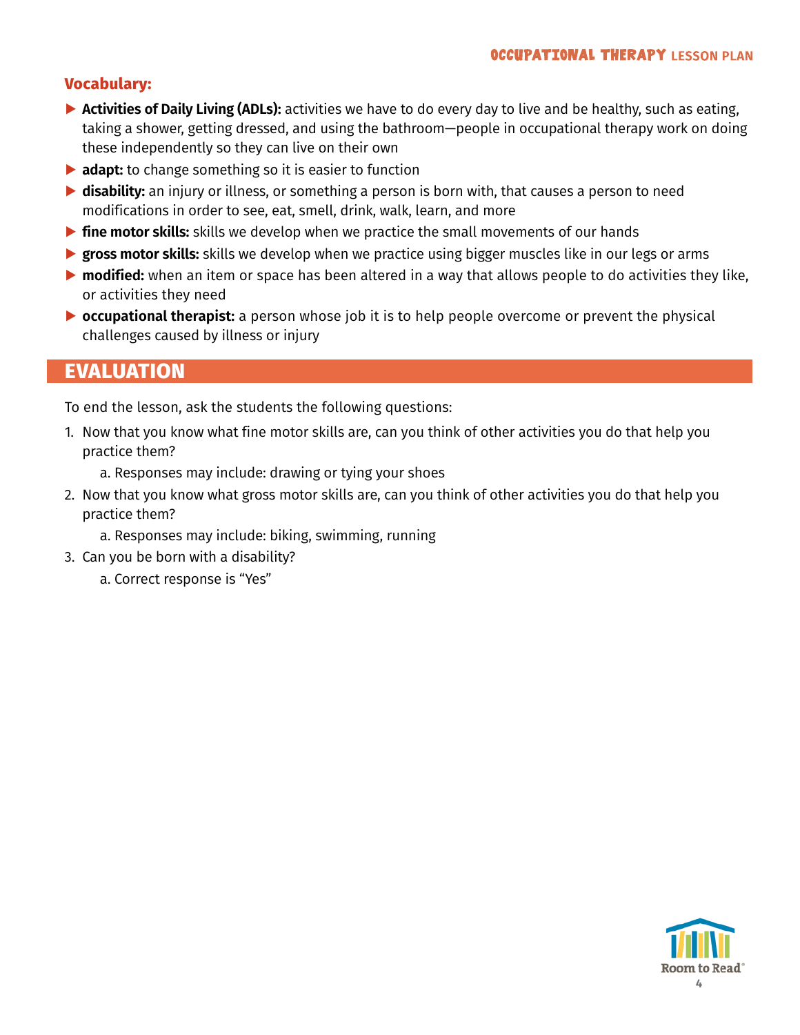**Vocabulary:**

- **Activities of Daily Living (ADLs):** activities we have to do every day to live and be healthy, such as eating, taking a shower, getting dressed, and using the bathroom—people in occupational therapy work on doing these independently so they can live on their own
- **adapt:** to change something so it is easier to function
- **disability:** an injury or illness, or something a person is born with, that causes a person to need modifications in order to see, eat, smell, drink, walk, learn, and more
- **fine motor skills:** skills we develop when we practice the small movements of our hands
- **gross motor skills:** skills we develop when we practice using bigger muscles like in our legs or arms
- **modified:** when an item or space has been altered in a way that allows people to do activities they like, or activities they need
- **occupational therapist:** a person whose job it is to help people overcome or prevent the physical challenges caused by illness or injury

## EVALUATION

To end the lesson, ask the students the following questions:

1. Now that you know what fine motor skills are, can you think of other activities you do that help you practice them?
   a. Responses may include: drawing or tying your shoes
2. Now that you know what gross motor skills are, can you think of other activities you do that help you practice them?
   a. Responses may include: biking, swimming, running
3. Can you be born with a disability?
   a. Correct response is "Yes"